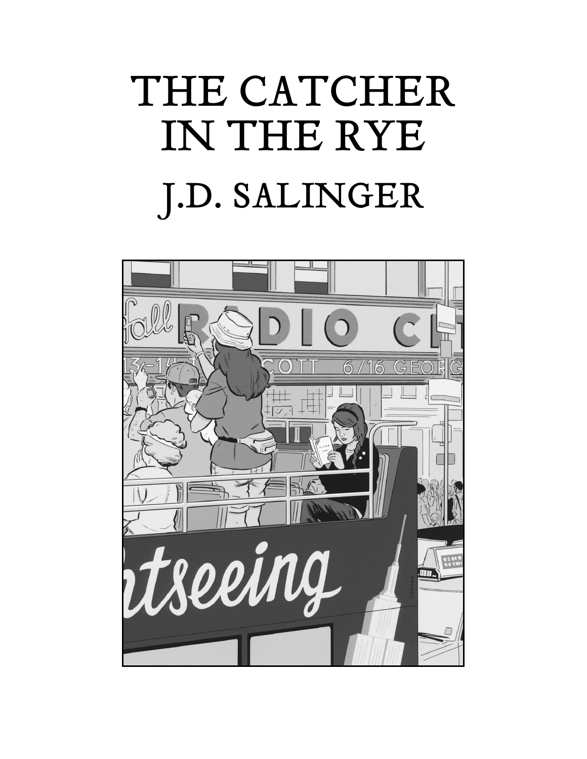# THE CATCHER IN THE RYE

## J.D. SALINGER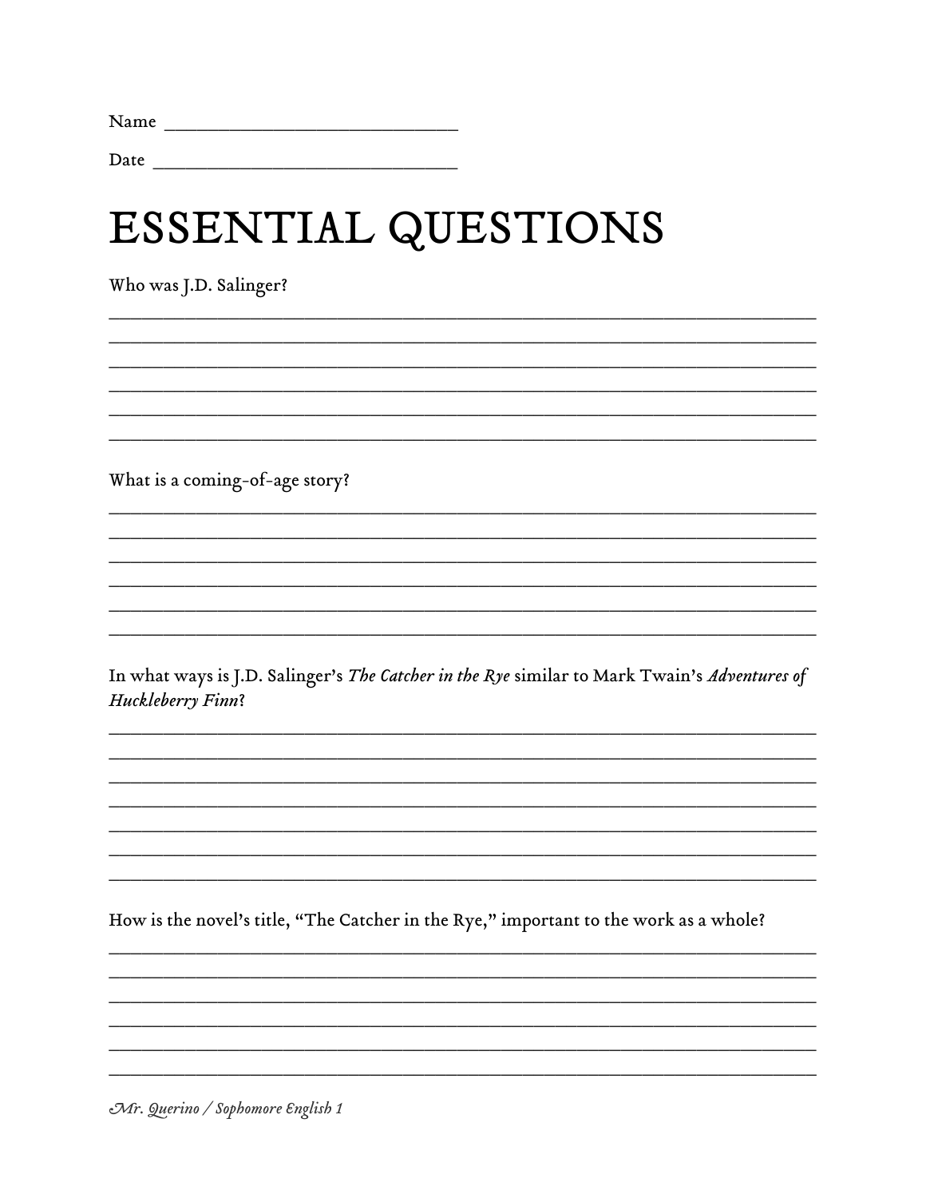Name ______________________________

Date ______________________________

# ESSENTIAL QUESTIONS

Who was J.D. Salinger?

______________________________________________________________________
______________________________________________________________________
______________________________________________________________________
______________________________________________________________________
______________________________________________________________________
______________________________________________________________________

What is a coming-of-age story?

______________________________________________________________________
______________________________________________________________________
______________________________________________________________________
______________________________________________________________________
______________________________________________________________________
______________________________________________________________________

In what ways is J.D. Salinger's *The Catcher in the Rye* similar to Mark Twain's *Adventures of Huckleberry Finn*?

______________________________________________________________________
______________________________________________________________________
______________________________________________________________________
______________________________________________________________________
______________________________________________________________________
______________________________________________________________________
______________________________________________________________________

How is the novel's title, "The Catcher in the Rye," important to the work as a whole?

______________________________________________________________________
______________________________________________________________________
______________________________________________________________________
______________________________________________________________________
______________________________________________________________________
______________________________________________________________________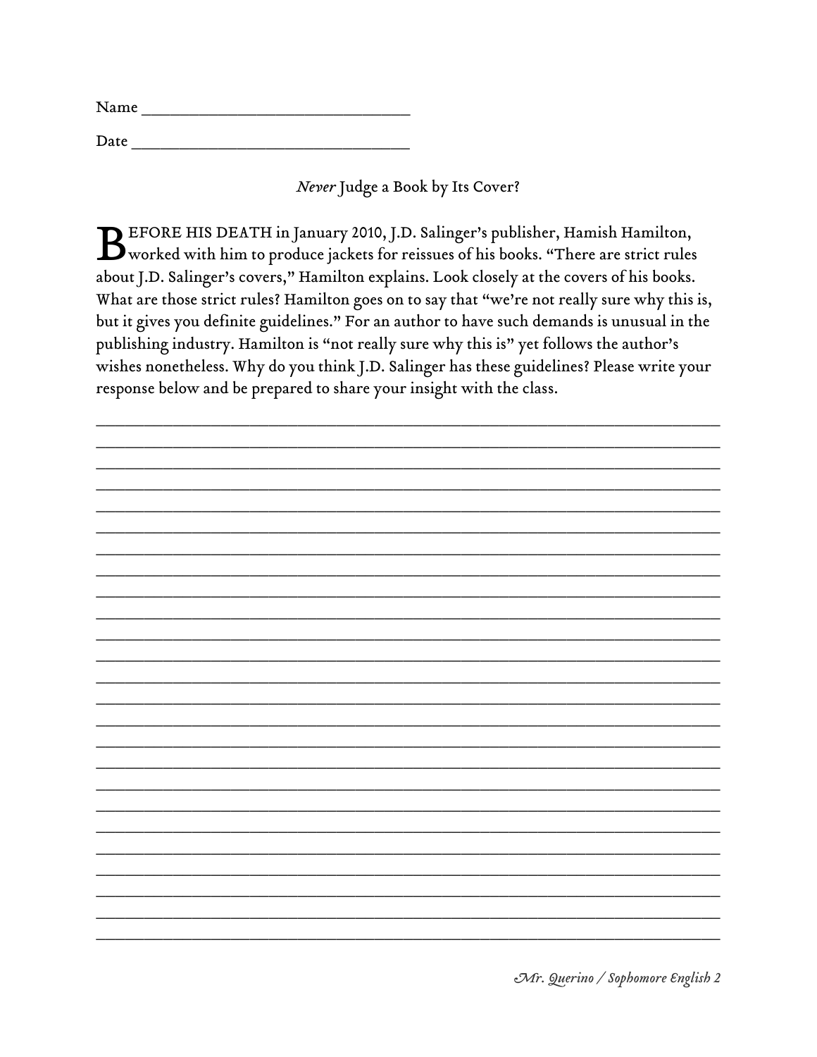Name ______________________________

Date ______________________________

*Never* Judge a Book by Its Cover?

BEFORE HIS DEATH in January 2010, J.D. Salinger's publisher, Hamish Hamilton, worked with him to produce jackets for reissues of his books. "There are strict rules about J.D. Salinger's covers," Hamilton explains. Look closely at the covers of his books. What are those strict rules? Hamilton goes on to say that "we're not really sure why this is, but it gives you definite guidelines." For an author to have such demands is unusual in the publishing industry. Hamilton is "not really sure why this is" yet follows the author's wishes nonetheless. Why do you think J.D. Salinger has these guidelines? Please write your response below and be prepared to share your insight with the class.

_____________________________________________________________________________

_____________________________________________________________________________

_____________________________________________________________________________

_____________________________________________________________________________

_____________________________________________________________________________

_____________________________________________________________________________

_____________________________________________________________________________

_____________________________________________________________________________

_____________________________________________________________________________

_____________________________________________________________________________

_____________________________________________________________________________

_____________________________________________________________________________

_____________________________________________________________________________

_____________________________________________________________________________

_____________________________________________________________________________

_____________________________________________________________________________

_____________________________________________________________________________

_____________________________________________________________________________

_____________________________________________________________________________

_____________________________________________________________________________

_____________________________________________________________________________

_____________________________________________________________________________

_____________________________________________________________________________

_____________________________________________________________________________

_____________________________________________________________________________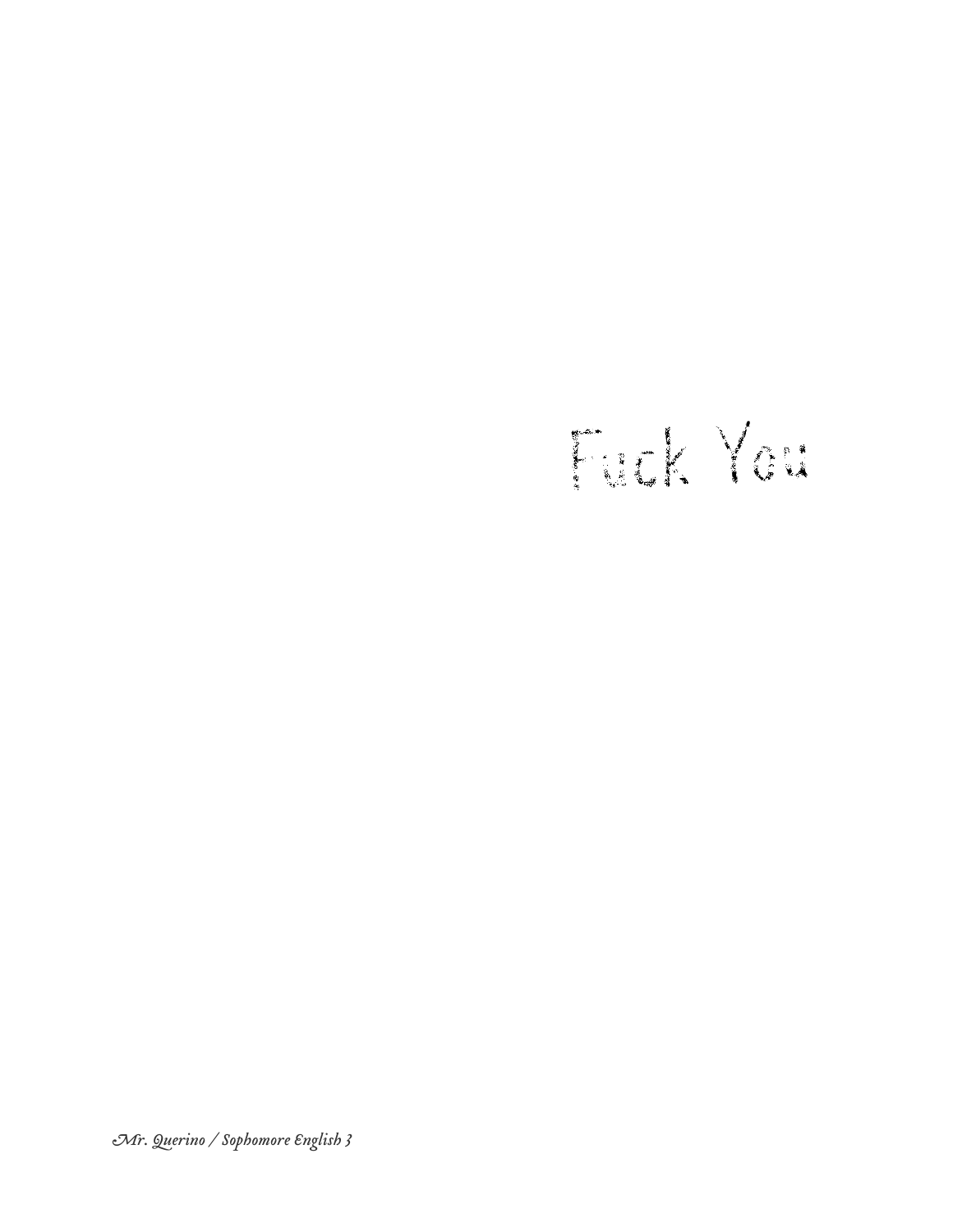Fuck You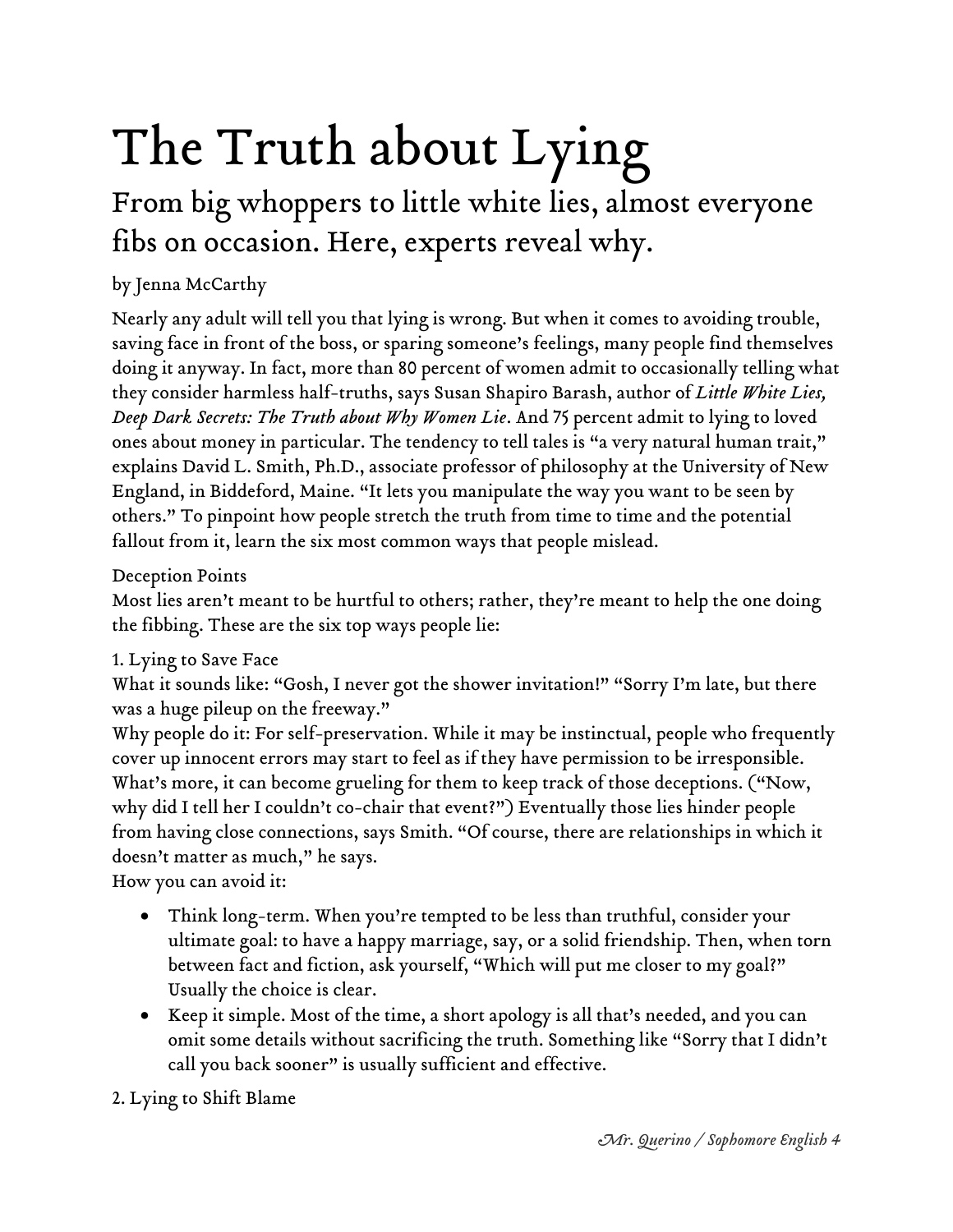# The Truth about Lying

## From big whoppers to little white lies, almost everyone fibs on occasion. Here, experts reveal why.

by Jenna McCarthy

Nearly any adult will tell you that lying is wrong. But when it comes to avoiding trouble, saving face in front of the boss, or sparing someone's feelings, many people find themselves doing it anyway. In fact, more than 80 percent of women admit to occasionally telling what they consider harmless half-truths, says Susan Shapiro Barash, author of *Little White Lies, Deep Dark Secrets: The Truth about Why Women Lie*. And 75 percent admit to lying to loved ones about money in particular. The tendency to tell tales is "a very natural human trait," explains David L. Smith, Ph.D., associate professor of philosophy at the University of New England, in Biddeford, Maine. "It lets you manipulate the way you want to be seen by others." To pinpoint how people stretch the truth from time to time and the potential fallout from it, learn the six most common ways that people mislead.

Deception Points

Most lies aren't meant to be hurtful to others; rather, they're meant to help the one doing the fibbing. These are the six top ways people lie:

1. Lying to Save Face

What it sounds like: "Gosh, I never got the shower invitation!" "Sorry I'm late, but there was a huge pileup on the freeway."

Why people do it: For self-preservation. While it may be instinctual, people who frequently cover up innocent errors may start to feel as if they have permission to be irresponsible. What's more, it can become grueling for them to keep track of those deceptions. ("Now, why did I tell her I couldn't co-chair that event?") Eventually those lies hinder people from having close connections, says Smith. "Of course, there are relationships in which it doesn't matter as much," he says.

How you can avoid it:

- Think long-term. When you're tempted to be less than truthful, consider your ultimate goal: to have a happy marriage, say, or a solid friendship. Then, when torn between fact and fiction, ask yourself, "Which will put me closer to my goal?" Usually the choice is clear.
- Keep it simple. Most of the time, a short apology is all that's needed, and you can omit some details without sacrificing the truth. Something like "Sorry that I didn't call you back sooner" is usually sufficient and effective.

2. Lying to Shift Blame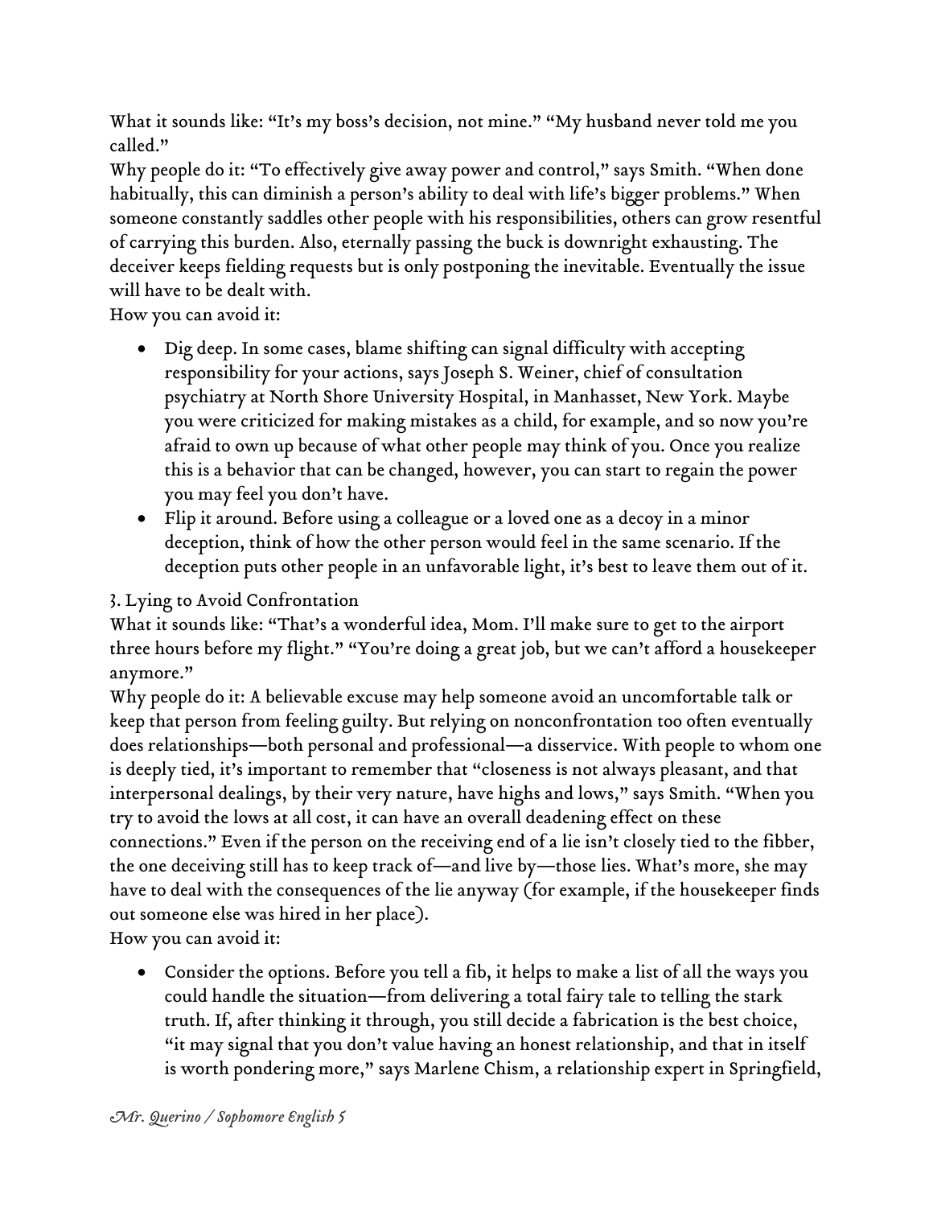What it sounds like: "It's my boss's decision, not mine." "My husband never told me you called."

Why people do it: "To effectively give away power and control," says Smith. "When done habitually, this can diminish a person's ability to deal with life's bigger problems." When someone constantly saddles other people with his responsibilities, others can grow resentful of carrying this burden. Also, eternally passing the buck is downright exhausting. The deceiver keeps fielding requests but is only postponing the inevitable. Eventually the issue will have to be dealt with.

How you can avoid it:

- Dig deep. In some cases, blame shifting can signal difficulty with accepting responsibility for your actions, says Joseph S. Weiner, chief of consultation psychiatry at North Shore University Hospital, in Manhasset, New York. Maybe you were criticized for making mistakes as a child, for example, and so now you're afraid to own up because of what other people may think of you. Once you realize this is a behavior that can be changed, however, you can start to regain the power you may feel you don't have.
- Flip it around. Before using a colleague or a loved one as a decoy in a minor deception, think of how the other person would feel in the same scenario. If the deception puts other people in an unfavorable light, it's best to leave them out of it.

3. Lying to Avoid Confrontation

What it sounds like: "That's a wonderful idea, Mom. I'll make sure to get to the airport three hours before my flight." "You're doing a great job, but we can't afford a housekeeper anymore."

Why people do it: A believable excuse may help someone avoid an uncomfortable talk or keep that person from feeling guilty. But relying on nonconfrontation too often eventually does relationships—both personal and professional—a disservice. With people to whom one is deeply tied, it's important to remember that "closeness is not always pleasant, and that interpersonal dealings, by their very nature, have highs and lows," says Smith. "When you try to avoid the lows at all cost, it can have an overall deadening effect on these connections." Even if the person on the receiving end of a lie isn't closely tied to the fibber, the one deceiving still has to keep track of—and live by—those lies. What's more, she may have to deal with the consequences of the lie anyway (for example, if the housekeeper finds out someone else was hired in her place).

How you can avoid it:

- Consider the options. Before you tell a fib, it helps to make a list of all the ways you could handle the situation—from delivering a total fairy tale to telling the stark truth. If, after thinking it through, you still decide a fabrication is the best choice, "it may signal that you don't value having an honest relationship, and that in itself is worth pondering more," says Marlene Chism, a relationship expert in Springfield,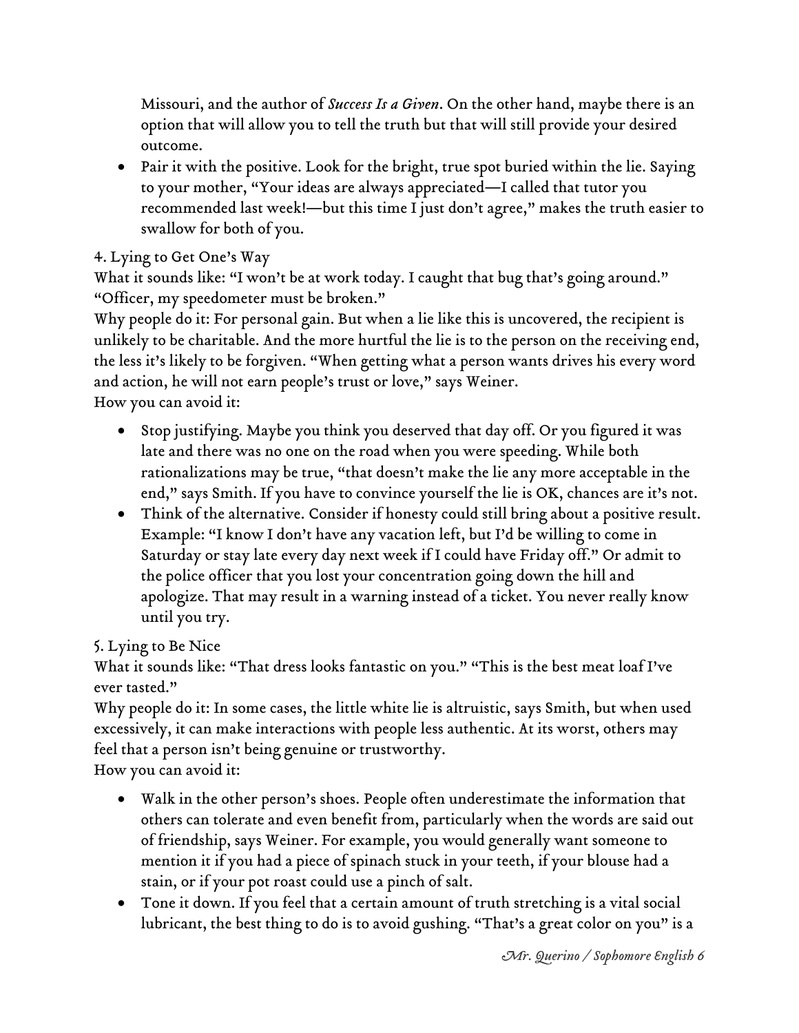Missouri, and the author of *Success Is a Given*. On the other hand, maybe there is an option that will allow you to tell the truth but that will still provide your desired outcome.

- Pair it with the positive. Look for the bright, true spot buried within the lie. Saying to your mother, "Your ideas are always appreciated—I called that tutor you recommended last week!—but this time I just don't agree," makes the truth easier to swallow for both of you.

4. Lying to Get One's Way

What it sounds like: "I won't be at work today. I caught that bug that's going around." "Officer, my speedometer must be broken."

Why people do it: For personal gain. But when a lie like this is uncovered, the recipient is unlikely to be charitable. And the more hurtful the lie is to the person on the receiving end, the less it's likely to be forgiven. "When getting what a person wants drives his every word and action, he will not earn people's trust or love," says Weiner.

How you can avoid it:

- Stop justifying. Maybe you think you deserved that day off. Or you figured it was late and there was no one on the road when you were speeding. While both rationalizations may be true, "that doesn't make the lie any more acceptable in the end," says Smith. If you have to convince yourself the lie is OK, chances are it's not.
- Think of the alternative. Consider if honesty could still bring about a positive result. Example: "I know I don't have any vacation left, but I'd be willing to come in Saturday or stay late every day next week if I could have Friday off." Or admit to the police officer that you lost your concentration going down the hill and apologize. That may result in a warning instead of a ticket. You never really know until you try.

5. Lying to Be Nice

What it sounds like: "That dress looks fantastic on you." "This is the best meat loaf I've ever tasted."

Why people do it: In some cases, the little white lie is altruistic, says Smith, but when used excessively, it can make interactions with people less authentic. At its worst, others may feel that a person isn't being genuine or trustworthy.

How you can avoid it:

- Walk in the other person's shoes. People often underestimate the information that others can tolerate and even benefit from, particularly when the words are said out of friendship, says Weiner. For example, you would generally want someone to mention it if you had a piece of spinach stuck in your teeth, if your blouse had a stain, or if your pot roast could use a pinch of salt.
- Tone it down. If you feel that a certain amount of truth stretching is a vital social lubricant, the best thing to do is to avoid gushing. "That's a great color on you" is a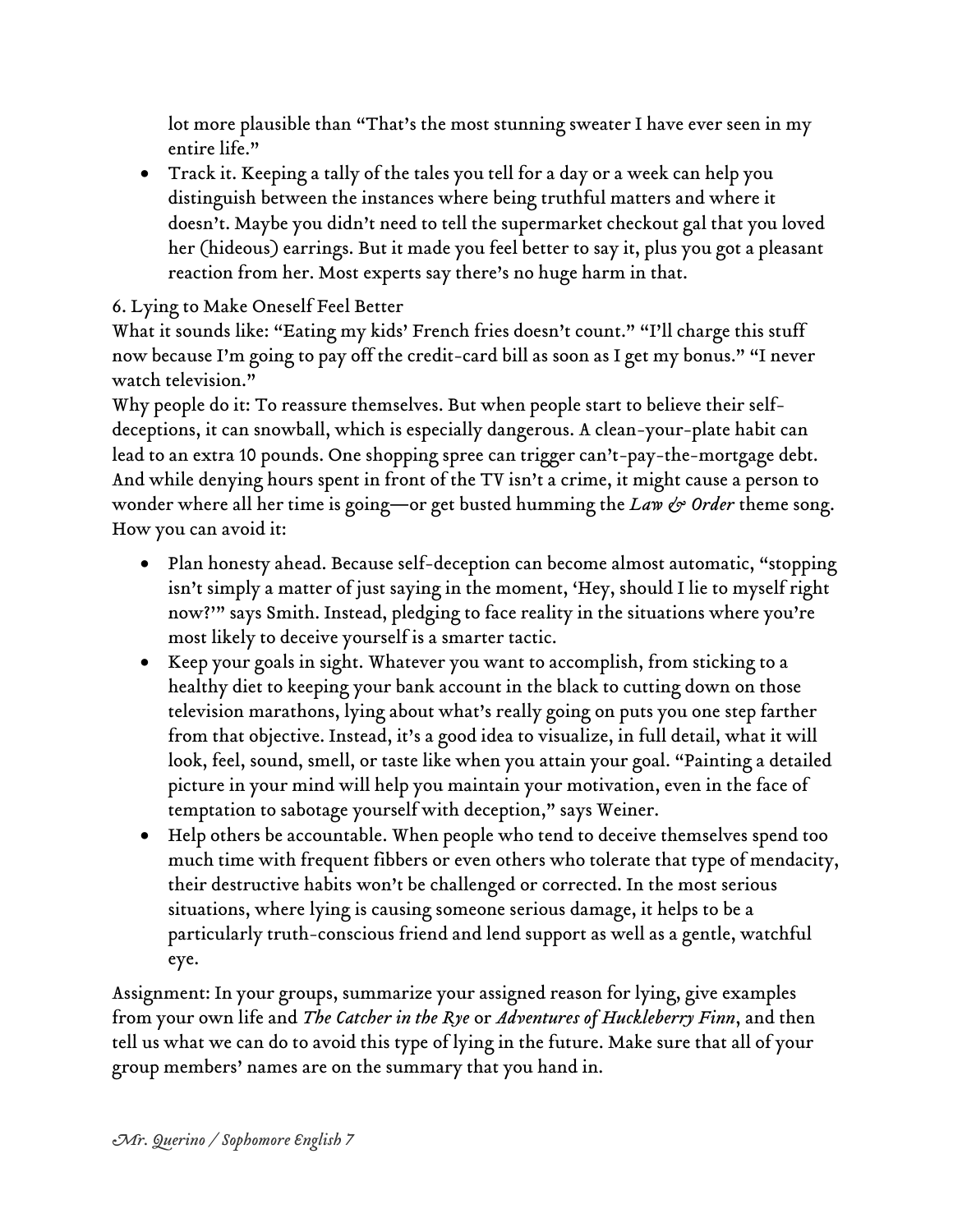lot more plausible than "That's the most stunning sweater I have ever seen in my entire life."

- Track it. Keeping a tally of the tales you tell for a day or a week can help you distinguish between the instances where being truthful matters and where it doesn't. Maybe you didn't need to tell the supermarket checkout gal that you loved her (hideous) earrings. But it made you feel better to say it, plus you got a pleasant reaction from her. Most experts say there's no huge harm in that.

6. Lying to Make Oneself Feel Better

What it sounds like: "Eating my kids' French fries doesn't count." "I'll charge this stuff now because I'm going to pay off the credit-card bill as soon as I get my bonus." "I never watch television."

Why people do it: To reassure themselves. But when people start to believe their self-deceptions, it can snowball, which is especially dangerous. A clean-your-plate habit can lead to an extra 10 pounds. One shopping spree can trigger can't-pay-the-mortgage debt. And while denying hours spent in front of the TV isn't a crime, it might cause a person to wonder where all her time is going—or get busted humming the *Law & Order* theme song.

How you can avoid it:

- Plan honesty ahead. Because self-deception can become almost automatic, "stopping isn't simply a matter of just saying in the moment, 'Hey, should I lie to myself right now?'" says Smith. Instead, pledging to face reality in the situations where you're most likely to deceive yourself is a smarter tactic.
- Keep your goals in sight. Whatever you want to accomplish, from sticking to a healthy diet to keeping your bank account in the black to cutting down on those television marathons, lying about what's really going on puts you one step farther from that objective. Instead, it's a good idea to visualize, in full detail, what it will look, feel, sound, smell, or taste like when you attain your goal. "Painting a detailed picture in your mind will help you maintain your motivation, even in the face of temptation to sabotage yourself with deception," says Weiner.
- Help others be accountable. When people who tend to deceive themselves spend too much time with frequent fibbers or even others who tolerate that type of mendacity, their destructive habits won't be challenged or corrected. In the most serious situations, where lying is causing someone serious damage, it helps to be a particularly truth-conscious friend and lend support as well as a gentle, watchful eye.

Assignment: In your groups, summarize your assigned reason for lying, give examples from your own life and *The Catcher in the Rye* or *Adventures of Huckleberry Finn*, and then tell us what we can do to avoid this type of lying in the future. Make sure that all of your group members' names are on the summary that you hand in.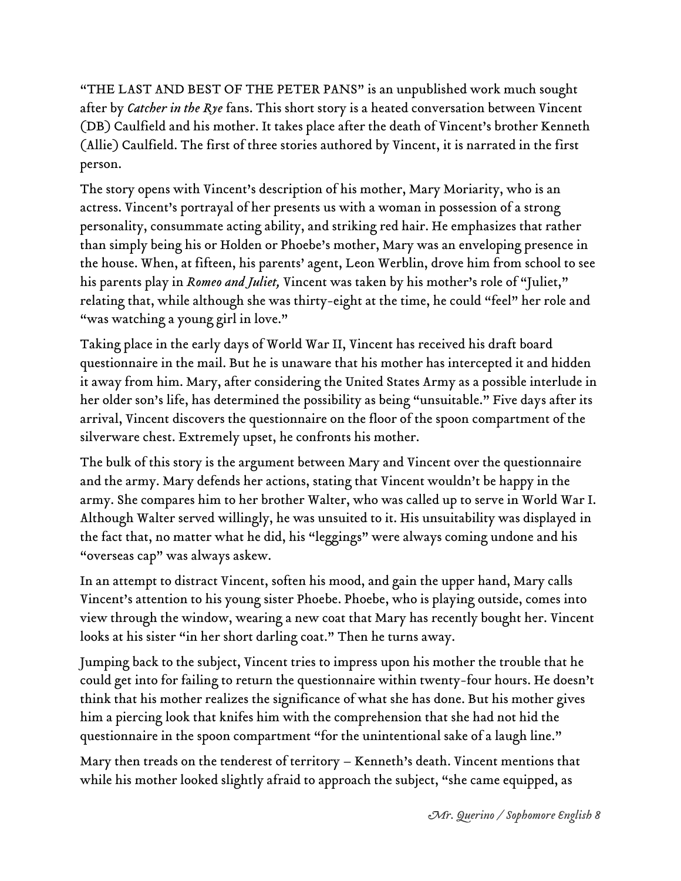"THE LAST AND BEST OF THE PETER PANS" is an unpublished work much sought after by *Catcher in the Rye* fans. This short story is a heated conversation between Vincent (DB) Caulfield and his mother. It takes place after the death of Vincent's brother Kenneth (Allie) Caulfield. The first of three stories authored by Vincent, it is narrated in the first person.

The story opens with Vincent's description of his mother, Mary Moriarity, who is an actress. Vincent's portrayal of her presents us with a woman in possession of a strong personality, consummate acting ability, and striking red hair. He emphasizes that rather than simply being his or Holden or Phoebe's mother, Mary was an enveloping presence in the house. When, at fifteen, his parents' agent, Leon Werblin, drove him from school to see his parents play in *Romeo and Juliet,* Vincent was taken by his mother's role of "Juliet," relating that, while although she was thirty-eight at the time, he could "feel" her role and "was watching a young girl in love."

Taking place in the early days of World War II, Vincent has received his draft board questionnaire in the mail. But he is unaware that his mother has intercepted it and hidden it away from him. Mary, after considering the United States Army as a possible interlude in her older son's life, has determined the possibility as being "unsuitable." Five days after its arrival, Vincent discovers the questionnaire on the floor of the spoon compartment of the silverware chest. Extremely upset, he confronts his mother.

The bulk of this story is the argument between Mary and Vincent over the questionnaire and the army. Mary defends her actions, stating that Vincent wouldn't be happy in the army. She compares him to her brother Walter, who was called up to serve in World War I. Although Walter served willingly, he was unsuited to it. His unsuitability was displayed in the fact that, no matter what he did, his "leggings" were always coming undone and his "overseas cap" was always askew.

In an attempt to distract Vincent, soften his mood, and gain the upper hand, Mary calls Vincent's attention to his young sister Phoebe. Phoebe, who is playing outside, comes into view through the window, wearing a new coat that Mary has recently bought her. Vincent looks at his sister "in her short darling coat." Then he turns away.

Jumping back to the subject, Vincent tries to impress upon his mother the trouble that he could get into for failing to return the questionnaire within twenty-four hours. He doesn't think that his mother realizes the significance of what she has done. But his mother gives him a piercing look that knifes him with the comprehension that she had not hid the questionnaire in the spoon compartment "for the unintentional sake of a laugh line."

Mary then treads on the tenderest of territory – Kenneth's death. Vincent mentions that while his mother looked slightly afraid to approach the subject, "she came equipped, as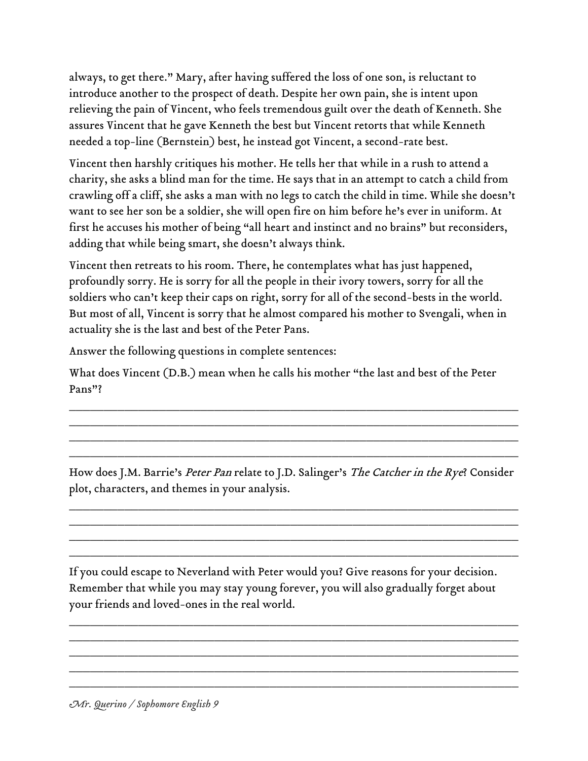always, to get there." Mary, after having suffered the loss of one son, is reluctant to introduce another to the prospect of death. Despite her own pain, she is intent upon relieving the pain of Vincent, who feels tremendous guilt over the death of Kenneth. She assures Vincent that he gave Kenneth the best but Vincent retorts that while Kenneth needed a top-line (Bernstein) best, he instead got Vincent, a second-rate best.

Vincent then harshly critiques his mother. He tells her that while in a rush to attend a charity, she asks a blind man for the time. He says that in an attempt to catch a child from crawling off a cliff, she asks a man with no legs to catch the child in time. While she doesn't want to see her son be a soldier, she will open fire on him before he's ever in uniform. At first he accuses his mother of being "all heart and instinct and no brains" but reconsiders, adding that while being smart, she doesn't always think.

Vincent then retreats to his room. There, he contemplates what has just happened, profoundly sorry. He is sorry for all the people in their ivory towers, sorry for all the soldiers who can't keep their caps on right, sorry for all of the second-bests in the world. But most of all, Vincent is sorry that he almost compared his mother to Svengali, when in actuality she is the last and best of the Peter Pans.

Answer the following questions in complete sentences:

What does Vincent (D.B.) mean when he calls his mother "the last and best of the Peter Pans"?

______________________________________________________________________________
______________________________________________________________________________
______________________________________________________________________________
______________________________________________________________________________

How does J.M. Barrie's *Peter Pan* relate to J.D. Salinger's *The Catcher in the Rye*? Consider plot, characters, and themes in your analysis.

______________________________________________________________________________
______________________________________________________________________________
______________________________________________________________________________
______________________________________________________________________________

If you could escape to Neverland with Peter would you? Give reasons for your decision. Remember that while you may stay young forever, you will also gradually forget about your friends and loved-ones in the real world.

______________________________________________________________________________
______________________________________________________________________________
______________________________________________________________________________
______________________________________________________________________________
______________________________________________________________________________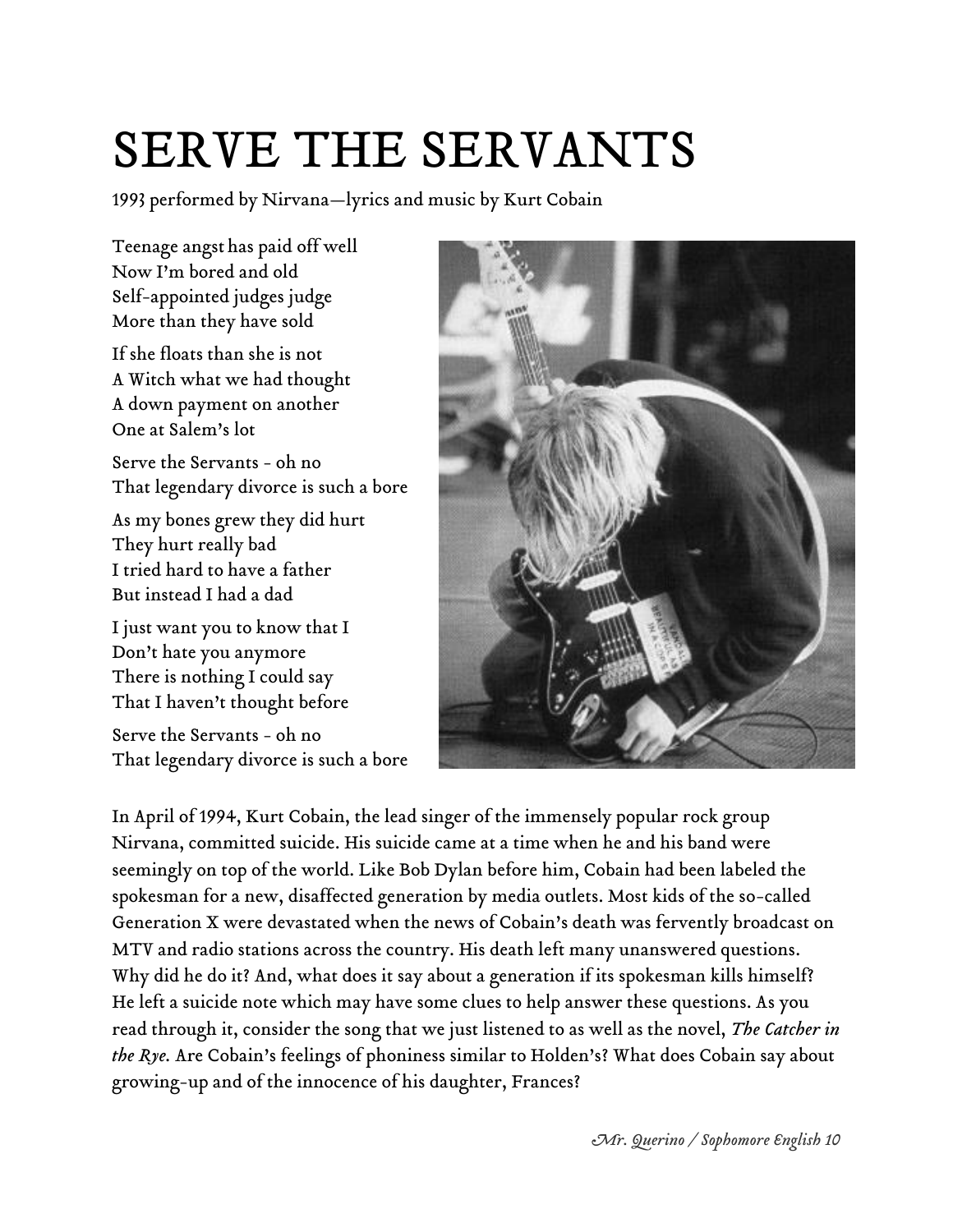# SERVE THE SERVANTS

1993 performed by Nirvana—lyrics and music by Kurt Cobain

Teenage angst has paid off well
Now I'm bored and old
Self-appointed judges judge
More than they have sold

If she floats than she is not
A Witch what we had thought
A down payment on another
One at Salem's lot

Serve the Servants - oh no
That legendary divorce is such a bore

As my bones grew they did hurt
They hurt really bad
I tried hard to have a father
But instead I had a dad

I just want you to know that I
Don't hate you anymore
There is nothing I could say
That I haven't thought before

Serve the Servants - oh no
That legendary divorce is such a bore

In April of 1994, Kurt Cobain, the lead singer of the immensely popular rock group Nirvana, committed suicide. His suicide came at a time when he and his band were seemingly on top of the world. Like Bob Dylan before him, Cobain had been labeled the spokesman for a new, disaffected generation by media outlets. Most kids of the so-called Generation X were devastated when the news of Cobain's death was fervently broadcast on MTV and radio stations across the country. His death left many unanswered questions. Why did he do it? And, what does it say about a generation if its spokesman kills himself? He left a suicide note which may have some clues to help answer these questions. As you read through it, consider the song that we just listened to as well as the novel, *The Catcher in the Rye.* Are Cobain's feelings of phoniness similar to Holden's? What does Cobain say about growing-up and of the innocence of his daughter, Frances?

*Mr. Querino / Sophomore English 10*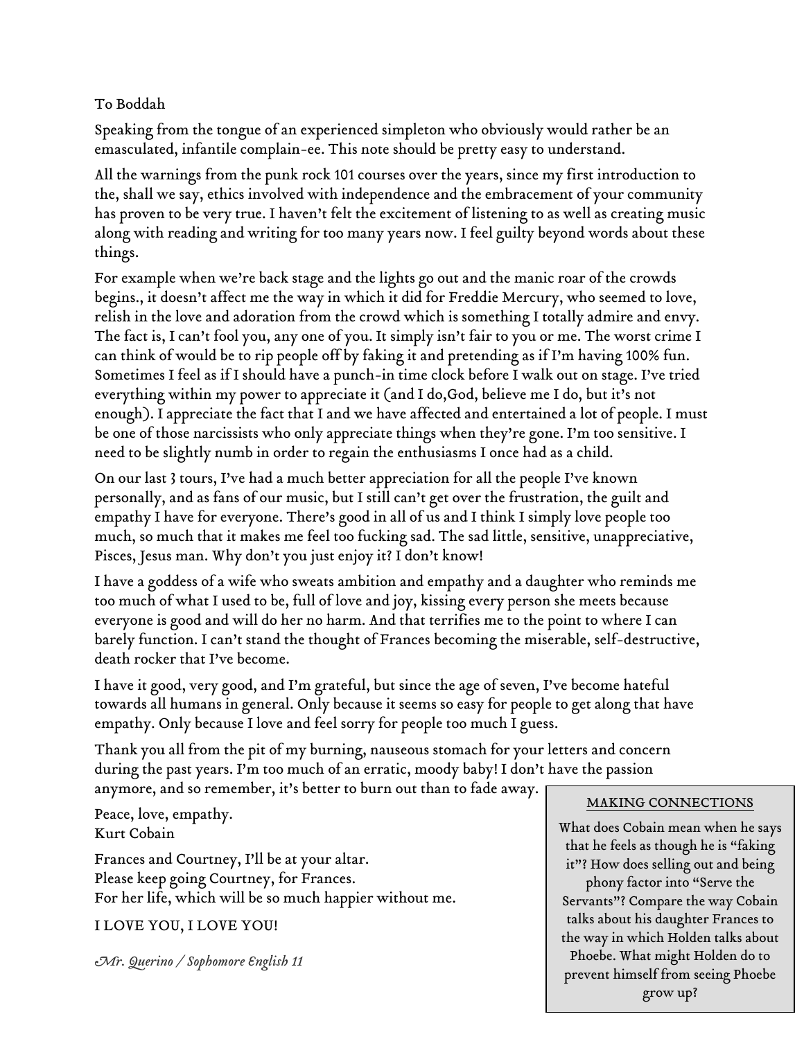To Boddah

Speaking from the tongue of an experienced simpleton who obviously would rather be an emasculated, infantile complain-ee. This note should be pretty easy to understand.

All the warnings from the punk rock 101 courses over the years, since my first introduction to the, shall we say, ethics involved with independence and the embracement of your community has proven to be very true. I haven't felt the excitement of listening to as well as creating music along with reading and writing for too many years now. I feel guilty beyond words about these things.

For example when we're back stage and the lights go out and the manic roar of the crowds begins., it doesn't affect me the way in which it did for Freddie Mercury, who seemed to love, relish in the love and adoration from the crowd which is something I totally admire and envy. The fact is, I can't fool you, any one of you. It simply isn't fair to you or me. The worst crime I can think of would be to rip people off by faking it and pretending as if I'm having 100% fun. Sometimes I feel as if I should have a punch-in time clock before I walk out on stage. I've tried everything within my power to appreciate it (and I do,God, believe me I do, but it's not enough). I appreciate the fact that I and we have affected and entertained a lot of people. I must be one of those narcissists who only appreciate things when they're gone. I'm too sensitive. I need to be slightly numb in order to regain the enthusiasms I once had as a child.

On our last 3 tours, I've had a much better appreciation for all the people I've known personally, and as fans of our music, but I still can't get over the frustration, the guilt and empathy I have for everyone. There's good in all of us and I think I simply love people too much, so much that it makes me feel too fucking sad. The sad little, sensitive, unappreciative, Pisces, Jesus man. Why don't you just enjoy it? I don't know!

I have a goddess of a wife who sweats ambition and empathy and a daughter who reminds me too much of what I used to be, full of love and joy, kissing every person she meets because everyone is good and will do her no harm. And that terrifies me to the point to where I can barely function. I can't stand the thought of Frances becoming the miserable, self-destructive, death rocker that I've become.

I have it good, very good, and I'm grateful, but since the age of seven, I've become hateful towards all humans in general. Only because it seems so easy for people to get along that have empathy. Only because I love and feel sorry for people too much I guess.

Thank you all from the pit of my burning, nauseous stomach for your letters and concern during the past years. I'm too much of an erratic, moody baby! I don't have the passion anymore, and so remember, it's better to burn out than to fade away.

Peace, love, empathy.
Kurt Cobain

Frances and Courtney, I'll be at your altar.
Please keep going Courtney, for Frances.
For her life, which will be so much happier without me.

I LOVE YOU, I LOVE YOU!

> **MAKING CONNECTIONS**
>
> What does Cobain mean when he says that he feels as though he is "faking it"? How does selling out and being phony factor into "Serve the Servants"? Compare the way Cobain talks about his daughter Frances to the way in which Holden talks about Phoebe. What might Holden do to prevent himself from seeing Phoebe grow up?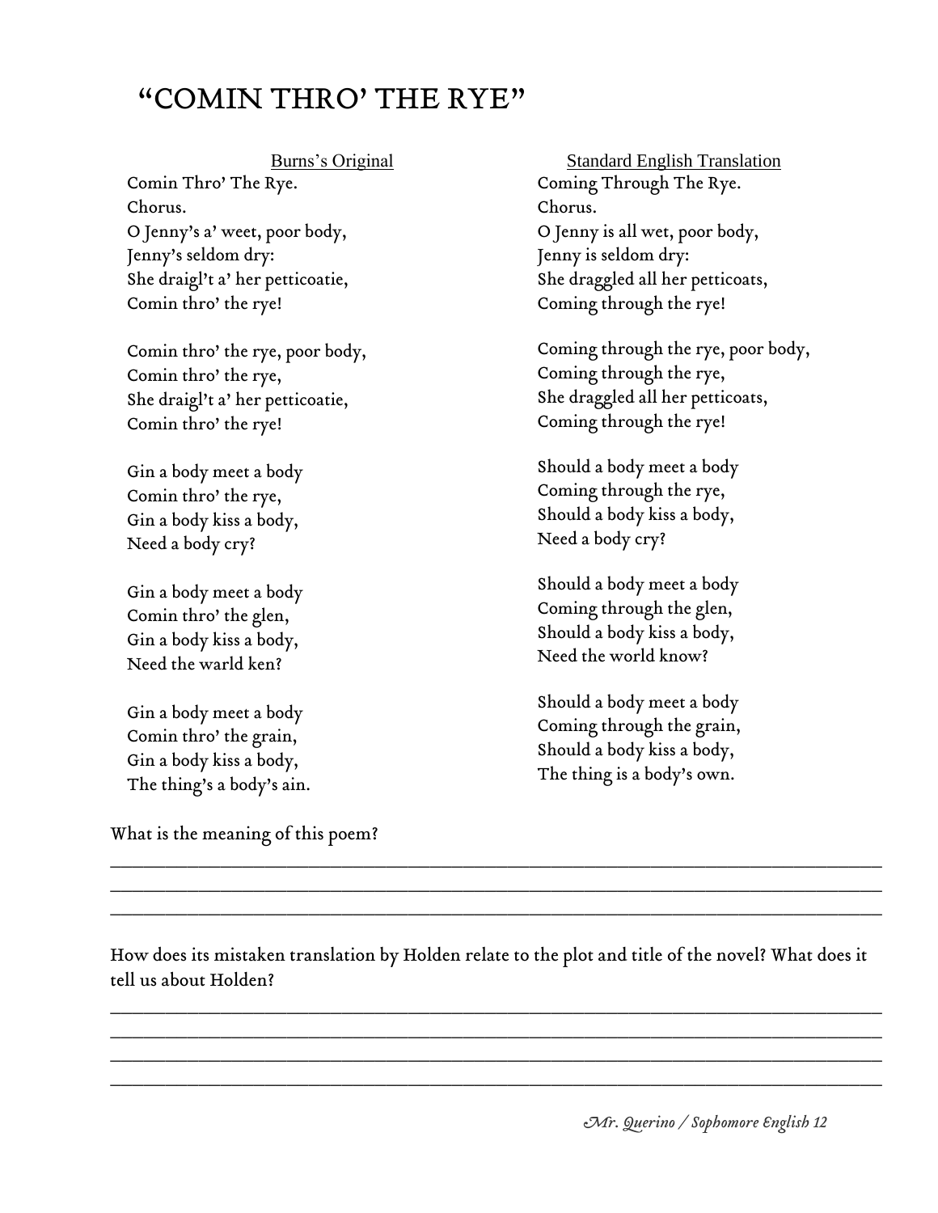# "COMIN THRO' THE RYE"

| Burns's Original | Standard English Translation |
|---|---|
| Comin Thro' The Rye. | Coming Through The Rye. |
| Chorus. | Chorus. |
| O Jenny's a' weet, poor body, | O Jenny is all wet, poor body, |
| Jenny's seldom dry: | Jenny is seldom dry: |
| She draigl't a' her petticoatie, | She draggled all her petticoats, |
| Comin thro' the rye! | Coming through the rye! |
| | |
| Comin thro' the rye, poor body, | Coming through the rye, poor body, |
| Comin thro' the rye, | Coming through the rye, |
| She draigl't a' her petticoatie, | She draggled all her petticoats, |
| Comin thro' the rye! | Coming through the rye! |
| | |
| Gin a body meet a body | Should a body meet a body |
| Comin thro' the rye, | Coming through the rye, |
| Gin a body kiss a body, | Should a body kiss a body, |
| Need a body cry? | Need a body cry? |
| | |
| Gin a body meet a body | Should a body meet a body |
| Comin thro' the glen, | Coming through the glen, |
| Gin a body kiss a body, | Should a body kiss a body, |
| Need the warld ken? | Need the world know? |
| | |
| Gin a body meet a body | Should a body meet a body |
| Comin thro' the grain, | Coming through the grain, |
| Gin a body kiss a body, | Should a body kiss a body, |
| The thing's a body's ain. | The thing is a body's own. |

What is the meaning of this poem?

___________________________________________________________________________
___________________________________________________________________________
___________________________________________________________________________

How does its mistaken translation by Holden relate to the plot and title of the novel? What does it tell us about Holden?

___________________________________________________________________________
___________________________________________________________________________
___________________________________________________________________________
___________________________________________________________________________

*Mr. Querino / Sophomore English 12*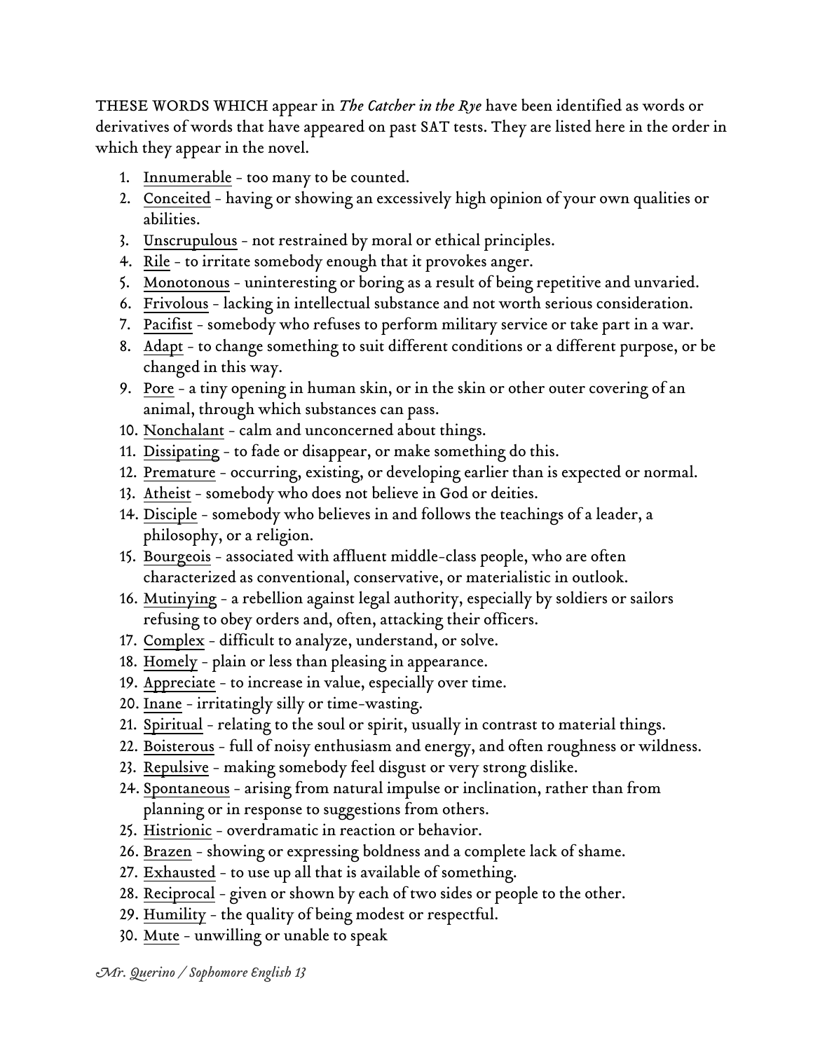THESE WORDS WHICH appear in *The Catcher in the Rye* have been identified as words or derivatives of words that have appeared on past SAT tests. They are listed here in the order in which they appear in the novel.

1. Innumerable - too many to be counted.
2. Conceited - having or showing an excessively high opinion of your own qualities or abilities.
3. Unscrupulous - not restrained by moral or ethical principles.
4. Rile - to irritate somebody enough that it provokes anger.
5. Monotonous - uninteresting or boring as a result of being repetitive and unvaried.
6. Frivolous - lacking in intellectual substance and not worth serious consideration.
7. Pacifist - somebody who refuses to perform military service or take part in a war.
8. Adapt - to change something to suit different conditions or a different purpose, or be changed in this way.
9. Pore - a tiny opening in human skin, or in the skin or other outer covering of an animal, through which substances can pass.
10. Nonchalant - calm and unconcerned about things.
11. Dissipating - to fade or disappear, or make something do this.
12. Premature - occurring, existing, or developing earlier than is expected or normal.
13. Atheist - somebody who does not believe in God or deities.
14. Disciple - somebody who believes in and follows the teachings of a leader, a philosophy, or a religion.
15. Bourgeois - associated with affluent middle-class people, who are often characterized as conventional, conservative, or materialistic in outlook.
16. Mutinying - a rebellion against legal authority, especially by soldiers or sailors refusing to obey orders and, often, attacking their officers.
17. Complex - difficult to analyze, understand, or solve.
18. Homely - plain or less than pleasing in appearance.
19. Appreciate - to increase in value, especially over time.
20. Inane - irritatingly silly or time-wasting.
21. Spiritual - relating to the soul or spirit, usually in contrast to material things.
22. Boisterous - full of noisy enthusiasm and energy, and often roughness or wildness.
23. Repulsive - making somebody feel disgust or very strong dislike.
24. Spontaneous - arising from natural impulse or inclination, rather than from planning or in response to suggestions from others.
25. Histrionic - overdramatic in reaction or behavior.
26. Brazen - showing or expressing boldness and a complete lack of shame.
27. Exhausted - to use up all that is available of something.
28. Reciprocal - given or shown by each of two sides or people to the other.
29. Humility - the quality of being modest or respectful.
30. Mute - unwilling or unable to speak

*Mr. Querino / Sophomore English 13*